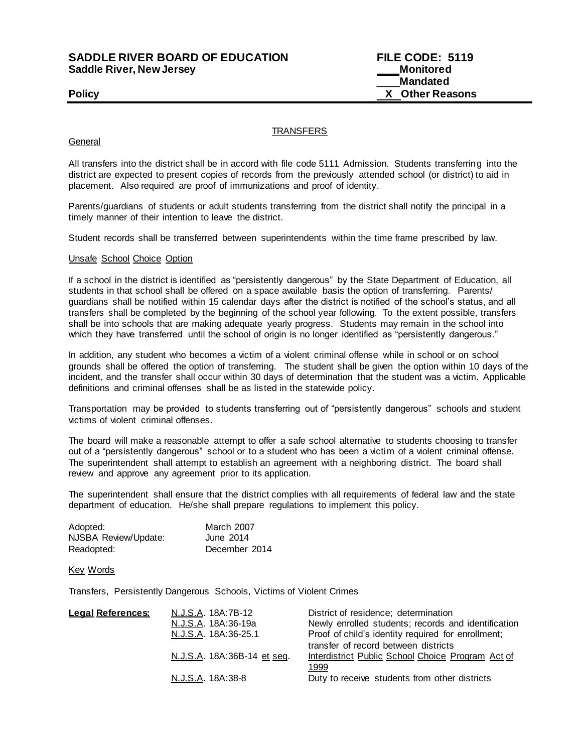**SADDLE RIVER BOARD OF EDUCATION**
**Saddle River, New Jersey**

**Policy**

**FILE CODE: 5119**
____**Monitored**
____**Mandated**
__X__ **Other Reasons**

## TRANSFERS

General

All transfers into the district shall be in accord with file code 5111 Admission. Students transferring into the district are expected to present copies of records from the previously attended school (or district) to aid in placement. Also required are proof of immunizations and proof of identity.

Parents/guardians of students or adult students transferring from the district shall notify the principal in a timely manner of their intention to leave the district.

Student records shall be transferred between superintendents within the time frame prescribed by law.

Unsafe School Choice Option

If a school in the district is identified as "persistently dangerous" by the State Department of Education, all students in that school shall be offered on a space available basis the option of transferring. Parents/guardians shall be notified within 15 calendar days after the district is notified of the school's status, and all transfers shall be completed by the beginning of the school year following. To the extent possible, transfers shall be into schools that are making adequate yearly progress. Students may remain in the school into which they have transferred until the school of origin is no longer identified as "persistently dangerous."

In addition, any student who becomes a victim of a violent criminal offense while in school or on school grounds shall be offered the option of transferring. The student shall be given the option within 10 days of the incident, and the transfer shall occur within 30 days of determination that the student was a victim. Applicable definitions and criminal offenses shall be as listed in the statewide policy.

Transportation may be provided to students transferring out of "persistently dangerous" schools and student victims of violent criminal offenses.

The board will make a reasonable attempt to offer a safe school alternative to students choosing to transfer out of a "persistently dangerous" school or to a student who has been a victim of a violent criminal offense. The superintendent shall attempt to establish an agreement with a neighboring district. The board shall review and approve any agreement prior to its application.

The superintendent shall ensure that the district complies with all requirements of federal law and the state department of education. He/she shall prepare regulations to implement this policy.

| | |
|---|---|
| Adopted: | March 2007 |
| NJSBA Review/Update: | June 2014 |
| Readopted: | December 2014 |

Key Words

Transfers, Persistently Dangerous Schools, Victims of Violent Crimes

| **Legal References:** | | |
|---|---|---|
| | N.J.S.A. 18A:7B-12 | District of residence; determination |
| | N.J.S.A. 18A:36-19a | Newly enrolled students; records and identification |
| | N.J.S.A. 18A:36-25.1 | Proof of child's identity required for enrollment; transfer of record between districts |
| | N.J.S.A. 18A:36B-14 et seq. | Interdistrict Public School Choice Program Act of 1999 |
| | N.J.S.A. 18A:38-8 | Duty to receive students from other districts |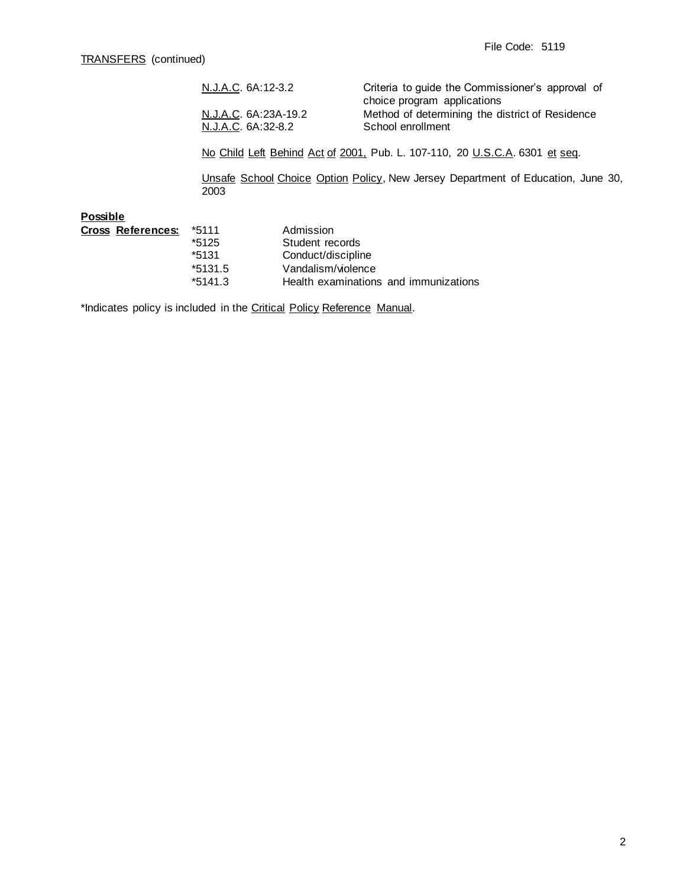File Code: 5119

TRANSFERS (continued)

| | |
|---|---|
| N.J.A.C. 6A:12-3.2 | Criteria to guide the Commissioner's approval of choice program applications |
| N.J.A.C. 6A:23A-19.2 | Method of determining the district of Residence |
| N.J.A.C. 6A:32-8.2 | School enrollment |

No Child Left Behind Act of 2001, Pub. L. 107-110, 20 U.S.C.A. 6301 et seq.

Unsafe School Choice Option Policy, New Jersey Department of Education, June 30, 2003

**Possible Cross References:**

| | |
|---|---|
| *5111 | Admission |
| *5125 | Student records |
| *5131 | Conduct/discipline |
| *5131.5 | Vandalism/violence |
| *5141.3 | Health examinations and immunizations |

*Indicates policy is included in the Critical Policy Reference Manual.